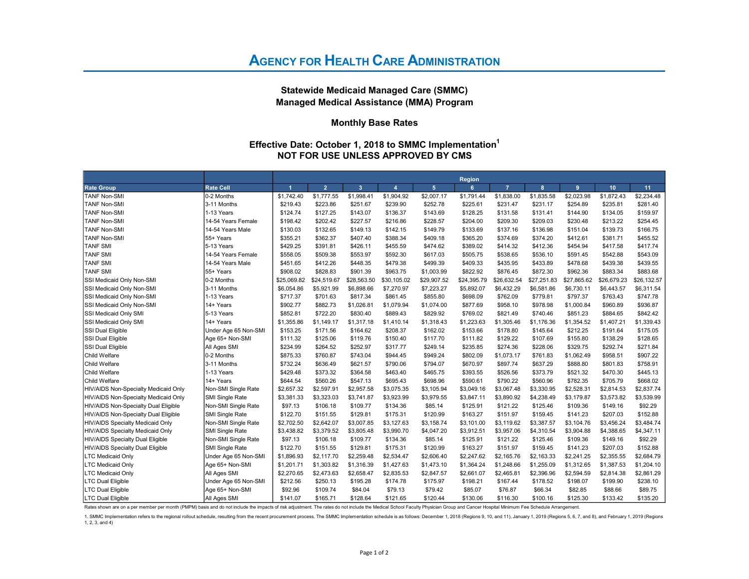# Agency for Health Care Administration

## Statewide Medicaid Managed Care (SMMC)
## Managed Medical Assistance (MMA) Program

### Monthly Base Rates

### Effective Date: October 1, 2018 to SMMC Implementation[1]
### NOT FOR USE UNLESS APPROVED BY CMS

| | | Region | | | | | | | | | | |
|---|---|---|---|---|---|---|---|---|---|---|---|---|
| Rate Group | Rate Cell | 1 | 2 | 3 | 4 | 5 | 6 | 7 | 8 | 9 | 10 | 11 |
| TANF Non-SMI | 0-2 Months | $1,742.40 | $1,777.55 | $1,998.41 | $1,904.92 | $2,007.17 | $1,791.44 | $1,838.00 | $1,835.58 | $2,023.98 | $1,872.43 | $2,234.48 |
| TANF Non-SMI | 3-11 Months | $219.43 | $223.86 | $251.67 | $239.90 | $252.78 | $225.61 | $231.47 | $231.17 | $254.89 | $235.81 | $281.40 |
| TANF Non-SMI | 1-13 Years | $124.74 | $127.25 | $143.07 | $136.37 | $143.69 | $128.25 | $131.58 | $131.41 | $144.90 | $134.05 | $159.97 |
| TANF Non-SMI | 14-54 Years Female | $198.42 | $202.42 | $227.57 | $216.86 | $228.57 | $204.00 | $209.30 | $209.03 | $230.48 | $213.22 | $254.45 |
| TANF Non-SMI | 14-54 Years Male | $130.03 | $132.65 | $149.13 | $142.15 | $149.79 | $133.69 | $137.16 | $136.98 | $151.04 | $139.73 | $166.75 |
| TANF Non-SMI | 55+ Years | $355.21 | $362.37 | $407.40 | $388.34 | $409.18 | $365.20 | $374.69 | $374.20 | $412.61 | $381.71 | $455.52 |
| TANF SMI | 5-13 Years | $429.25 | $391.81 | $426.11 | $455.59 | $474.62 | $389.02 | $414.32 | $412.36 | $454.94 | $417.58 | $417.74 |
| TANF SMI | 14-54 Years Female | $558.05 | $509.38 | $553.97 | $592.30 | $617.03 | $505.75 | $538.65 | $536.10 | $591.45 | $542.88 | $543.09 |
| TANF SMI | 14-54 Years Male | $451.65 | $412.26 | $448.35 | $479.38 | $499.39 | $409.33 | $435.95 | $433.89 | $478.68 | $439.38 | $439.55 |
| TANF SMI | 55+ Years | $908.02 | $828.83 | $901.39 | $963.75 | $1,003.99 | $822.92 | $876.45 | $872.30 | $962.36 | $883.34 | $883.68 |
| SSI Medicaid Only Non-SMI | 0-2 Months | $25,069.82 | $24,519.67 | $28,563.50 | $30,105.02 | $29,907.52 | $24,395.79 | $26,632.54 | $27,251.83 | $27,865.62 | $26,679.23 | $26,132.57 |
| SSI Medicaid Only Non-SMI | 3-11 Months | $6,054.86 | $5,921.99 | $6,898.66 | $7,270.97 | $7,223.27 | $5,892.07 | $6,432.29 | $6,581.86 | $6,730.11 | $6,443.57 | $6,311.54 |
| SSI Medicaid Only Non-SMI | 1-13 Years | $717.37 | $701.63 | $817.34 | $861.45 | $855.80 | $698.09 | $762.09 | $779.81 | $797.37 | $763.43 | $747.78 |
| SSI Medicaid Only Non-SMI | 14+ Years | $902.77 | $882.73 | $1,026.81 | $1,079.94 | $1,074.00 | $877.69 | $958.10 | $978.98 | $1,000.84 | $960.89 | $936.87 |
| SSI Medicaid Only SMI | 5-13 Years | $852.81 | $722.20 | $830.40 | $889.43 | $829.92 | $769.02 | $821.49 | $740.46 | $851.23 | $884.65 | $842.42 |
| SSI Medicaid Only SMI | 14+ Years | $1,355.86 | $1,149.17 | $1,317.18 | $1,410.14 | $1,318.43 | $1,223.63 | $1,305.46 | $1,176.36 | $1,354.52 | $1,407.21 | $1,339.43 |
| SSI Dual Eligible | Under Age 65 Non-SMI | $153.25 | $171.56 | $164.62 | $208.37 | $162.02 | $153.66 | $178.80 | $145.64 | $212.25 | $191.64 | $175.05 |
| SSI Dual Eligible | Age 65+ Non-SMI | $111.32 | $125.06 | $119.76 | $150.40 | $117.70 | $111.82 | $129.22 | $107.69 | $155.80 | $138.29 | $128.65 |
| SSI Dual Eligible | All Ages SMI | $234.99 | $264.52 | $252.97 | $317.77 | $249.14 | $235.85 | $274.36 | $228.06 | $329.75 | $292.74 | $271.84 |
| Child Welfare | 0-2 Months | $875.33 | $760.87 | $743.04 | $944.45 | $949.24 | $802.09 | $1,073.17 | $761.83 | $1,062.49 | $958.51 | $907.22 |
| Child Welfare | 3-11 Months | $732.24 | $636.49 | $621.57 | $790.06 | $794.07 | $670.97 | $897.74 | $637.29 | $888.80 | $801.83 | $758.91 |
| Child Welfare | 1-13 Years | $429.48 | $373.32 | $364.58 | $463.40 | $465.75 | $393.55 | $526.56 | $373.79 | $521.32 | $470.30 | $445.13 |
| Child Welfare | 14+ Years | $644.54 | $560.26 | $547.13 | $695.43 | $698.96 | $590.61 | $790.22 | $560.96 | $782.35 | $705.79 | $668.02 |
| HIV/AIDS Non-Specialty Medicaid Only | Non-SMI Single Rate | $2,657.32 | $2,597.91 | $2,957.58 | $3,075.35 | $3,105.94 | $3,049.16 | $3,067.48 | $3,330.95 | $2,528.31 | $2,814.53 | $2,837.74 |
| HIV/AIDS Non-Specialty Medicaid Only | SMI Single Rate | $3,381.33 | $3,323.03 | $3,741.87 | $3,923.99 | $3,979.55 | $3,847.11 | $3,890.92 | $4,238.49 | $3,179.87 | $3,573.82 | $3,539.99 |
| HIV/AIDS Non-Specialty Dual Eligible | Non-SMI Single Rate | $97.13 | $106.18 | $109.77 | $134.36 | $85.14 | $125.91 | $121.22 | $125.46 | $109.36 | $149.16 | $92.29 |
| HIV/AIDS Non-Specialty Dual Eligible | SMI Single Rate | $122.70 | $151.55 | $129.81 | $175.31 | $120.99 | $163.27 | $151.97 | $159.45 | $141.23 | $207.03 | $152.88 |
| HIV/AIDS Specialty Medicaid Only | Non-SMI Single Rate | $2,702.50 | $2,642.07 | $3,007.85 | $3,127.63 | $3,158.74 | $3,101.00 | $3,119.62 | $3,387.57 | $3,104.76 | $3,456.24 | $3,484.74 |
| HIV/AIDS Specialty Medicaid Only | SMI Single Rate | $3,438.82 | $3,379.52 | $3,805.48 | $3,990.70 | $4,047.20 | $3,912.51 | $3,957.06 | $4,310.54 | $3,904.88 | $4,388.65 | $4,347.11 |
| HIV/AIDS Specialty Dual Eligible | Non-SMI Single Rate | $97.13 | $106.18 | $109.77 | $134.36 | $85.14 | $125.91 | $121.22 | $125.46 | $109.36 | $149.16 | $92.29 |
| HIV/AIDS Specialty Dual Eligible | SMI Single Rate | $122.70 | $151.55 | $129.81 | $175.31 | $120.99 | $163.27 | $151.97 | $159.45 | $141.23 | $207.03 | $152.88 |
| LTC Medicaid Only | Under Age 65 Non-SMI | $1,896.93 | $2,117.70 | $2,259.48 | $2,534.47 | $2,606.40 | $2,247.62 | $2,165.76 | $2,163.33 | $2,241.25 | $2,355.55 | $2,684.79 |
| LTC Medicaid Only | Age 65+ Non-SMI | $1,201.71 | $1,303.82 | $1,316.39 | $1,427.63 | $1,473.10 | $1,364.24 | $1,248.66 | $1,255.09 | $1,312.65 | $1,387.53 | $1,204.10 |
| LTC Medicaid Only | All Ages SMI | $2,270.65 | $2,473.63 | $2,658.47 | $2,835.53 | $2,847.57 | $2,661.07 | $2,465.81 | $2,396.96 | $2,594.59 | $2,814.38 | $2,861.29 |
| LTC Dual Eligible | Under Age 65 Non-SMI | $212.56 | $250.13 | $195.28 | $174.78 | $175.97 | $198.21 | $167.44 | $178.52 | $198.07 | $199.90 | $238.10 |
| LTC Dual Eligible | Age 65+ Non-SMI | $92.96 | $109.74 | $84.04 | $79.13 | $79.42 | $85.07 | $76.87 | $66.34 | $82.85 | $88.66 | $89.75 |
| LTC Dual Eligible | All Ages SMI | $141.07 | $165.71 | $128.64 | $121.65 | $120.44 | $130.06 | $116.30 | $100.16 | $125.30 | $133.42 | $135.20 |

Rates shown are on a per member per month (PMPM) basis and do not include the impacts of risk adjustment. The rates do not include the Medical School Faculty Physician Group and Cancer Hospital Minimum Fee Schedule Arrangement.

1. SMMC Implementation refers to the regional rollout schedule, resulting from the recent procurement process. The SMMC Implementation schedule is as follows: December 1, 2018 (Regions 9, 10, and 11), January 1, 2019 (Regions 5, 6, 7, and 8), and February 1, 2019 (Regions 1, 2, 3, and 4)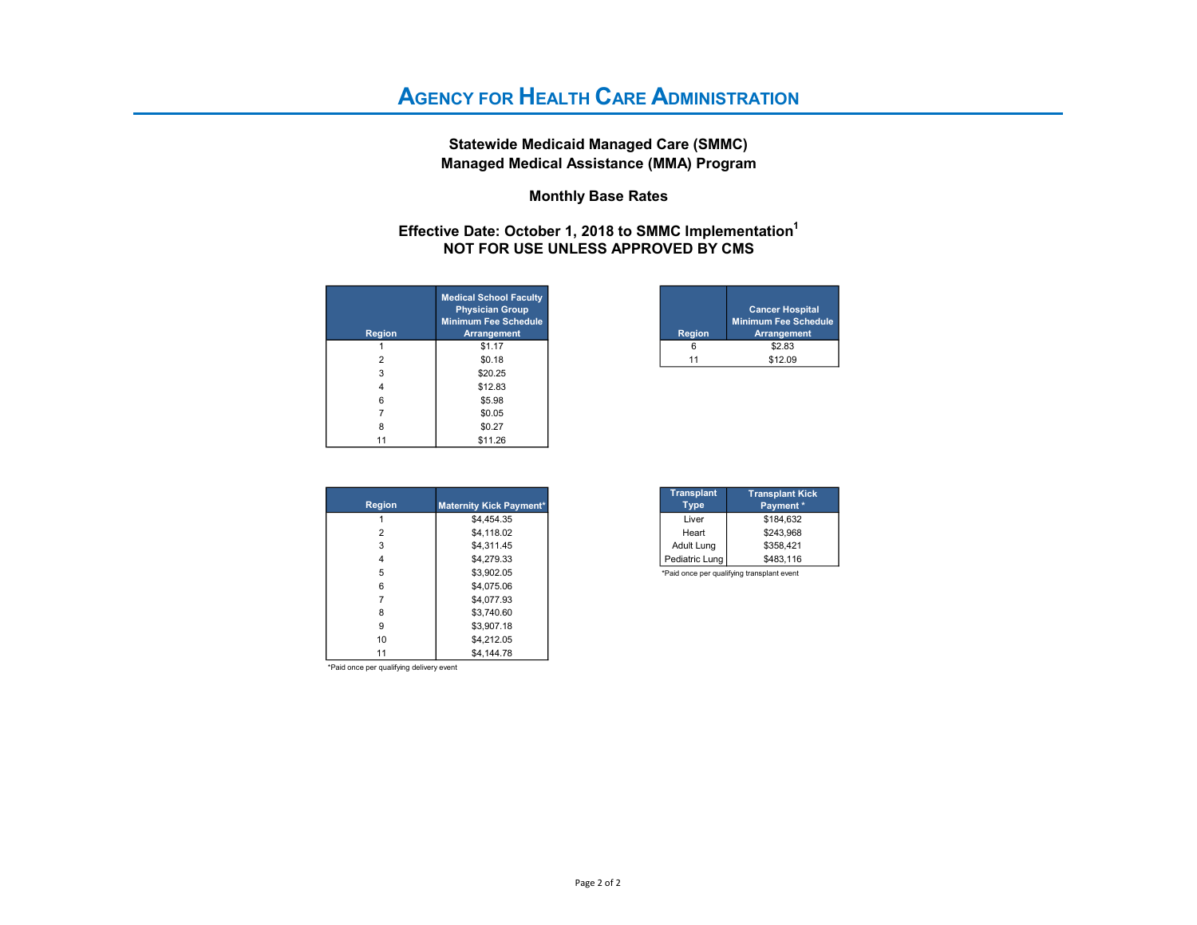# Agency for Health Care Administration

## Statewide Medicaid Managed Care (SMMC)
## Managed Medical Assistance (MMA) Program

### Monthly Base Rates

### Effective Date: October 1, 2018 to SMMC Implementation[1]
### NOT FOR USE UNLESS APPROVED BY CMS

| Region | Medical School Faculty Physician Group Minimum Fee Schedule Arrangement |
|---|---|
| 1 | $1.17 |
| 2 | $0.18 |
| 3 | $20.25 |
| 4 | $12.83 |
| 6 | $5.98 |
| 7 | $0.05 |
| 8 | $0.27 |
| 11 | $11.26 |

| Region | Cancer Hospital Minimum Fee Schedule Arrangement |
|---|---|
| 6 | $2.83 |
| 11 | $12.09 |

| Region | Maternity Kick Payment* |
|---|---|
| 1 | $4,454.35 |
| 2 | $4,118.02 |
| 3 | $4,311.45 |
| 4 | $4,279.33 |
| 5 | $3,902.05 |
| 6 | $4,075.06 |
| 7 | $4,077.93 |
| 8 | $3,740.60 |
| 9 | $3,907.18 |
| 10 | $4,212.05 |
| 11 | $4,144.78 |

*Paid once per qualifying delivery event

| Transplant Type | Transplant Kick Payment * |
|---|---|
| Liver | $184,632 |
| Heart | $243,968 |
| Adult Lung | $358,421 |
| Pediatric Lung | $483,116 |

*Paid once per qualifying transplant event